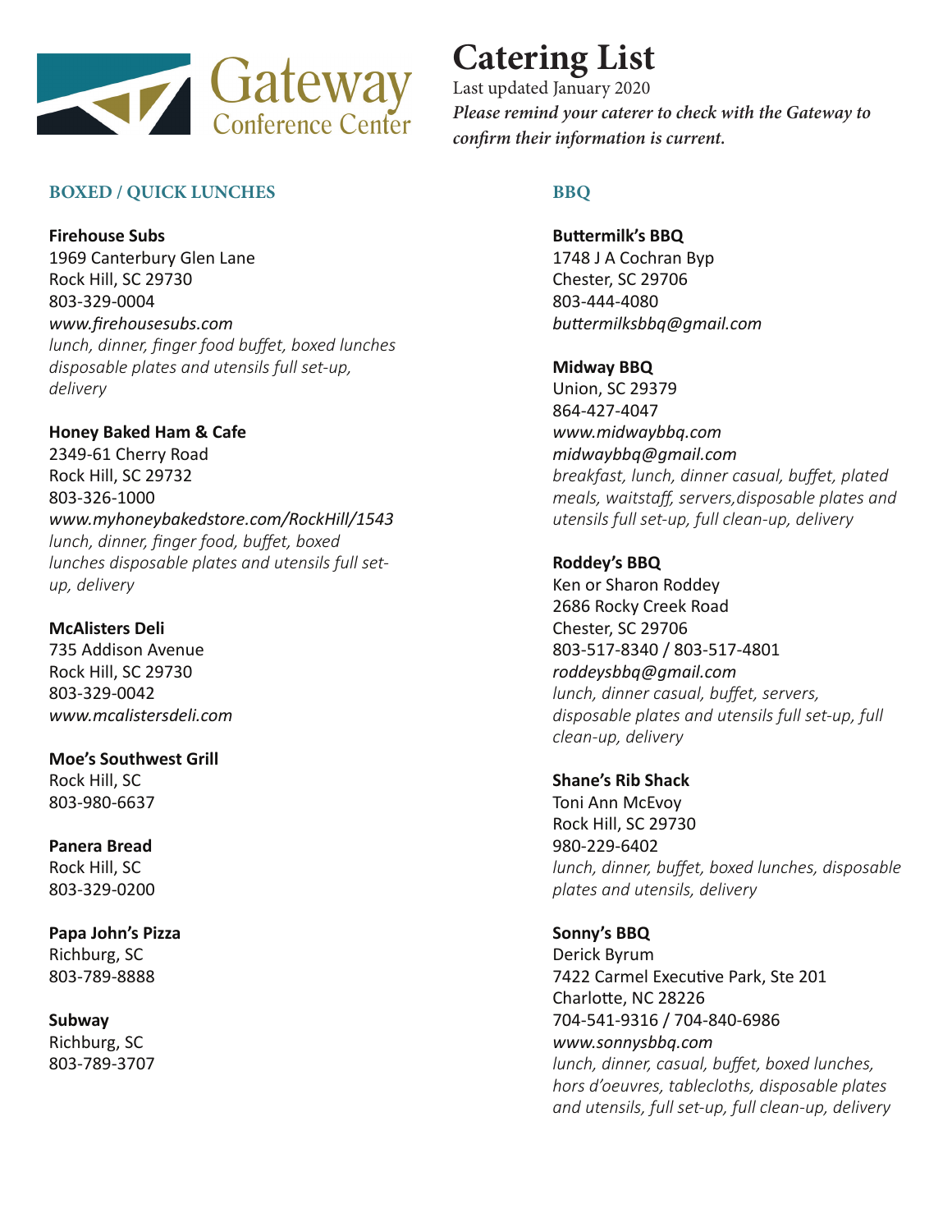Gateway Conference Center

# Catering List

Last updated January 2020

***Please remind your caterer to check with the Gateway to confirm their information is current.***

## BOXED / QUICK LUNCHES

**Firehouse Subs**
1969 Canterbury Glen Lane
Rock Hill, SC 29730
803-329-0004
*www.firehousesubs.com*
*lunch, dinner, finger food buffet, boxed lunches disposable plates and utensils full set-up, delivery*

**Honey Baked Ham & Cafe**
2349-61 Cherry Road
Rock Hill, SC 29732
803-326-1000
*www.myhoneybakedstore.com/RockHill/1543*
*lunch, dinner, finger food, buffet, boxed lunches disposable plates and utensils full set-up, delivery*

**McAlisters Deli**
735 Addison Avenue
Rock Hill, SC 29730
803-329-0042
*www.mcalistersdeli.com*

**Moe's Southwest Grill**
Rock Hill, SC
803-980-6637

**Panera Bread**
Rock Hill, SC
803-329-0200

**Papa John's Pizza**
Richburg, SC
803-789-8888

**Subway**
Richburg, SC
803-789-3707

## BBQ

**Buttermilk's BBQ**
1748 J A Cochran Byp
Chester, SC 29706
803-444-4080
*buttermilksbbq@gmail.com*

**Midway BBQ**
Union, SC 29379
864-427-4047
*www.midwaybbq.com*
*midwaybbq@gmail.com*
*breakfast, lunch, dinner casual, buffet, plated meals, waitstaff, servers,disposable plates and utensils full set-up, full clean-up, delivery*

**Roddey's BBQ**
Ken or Sharon Roddey
2686 Rocky Creek Road
Chester, SC 29706
803-517-8340 / 803-517-4801
*roddeysbbq@gmail.com*
*lunch, dinner casual, buffet, servers, disposable plates and utensils full set-up, full clean-up, delivery*

**Shane's Rib Shack**
Toni Ann McEvoy
Rock Hill, SC 29730
980-229-6402
*lunch, dinner, buffet, boxed lunches, disposable plates and utensils, delivery*

**Sonny's BBQ**
Derick Byrum
7422 Carmel Executive Park, Ste 201
Charlotte, NC 28226
704-541-9316 / 704-840-6986
*www.sonnysbbq.com*
*lunch, dinner, casual, buffet, boxed lunches, hors d'oeuvres, tablecloths, disposable plates and utensils, full set-up, full clean-up, delivery*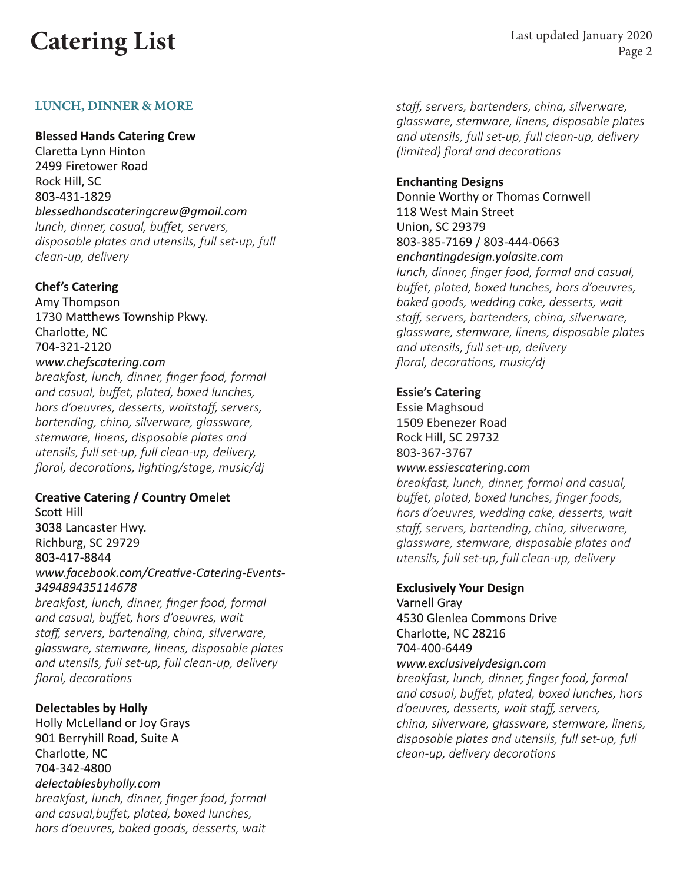# Catering List

Last updated January 2020

## LUNCH, DINNER & MORE

**Blessed Hands Catering Crew**
Claretta Lynn Hinton
2499 Firetower Road
Rock Hill, SC
803-431-1829
*blessedhandscateringcrew@gmail.com*
*lunch, dinner, casual, buffet, servers, disposable plates and utensils, full set-up, full clean-up, delivery*

**Chef's Catering**
Amy Thompson
1730 Matthews Township Pkwy.
Charlotte, NC
704-321-2120
*www.chefscatering.com*
*breakfast, lunch, dinner, finger food, formal and casual, buffet, plated, boxed lunches, hors d'oeuvres, desserts, waitstaff, servers, bartending, china, silverware, glassware, stemware, linens, disposable plates and utensils, full set-up, full clean-up, delivery, floral, decorations, lighting/stage, music/dj*

**Creative Catering / Country Omelet**
Scott Hill
3038 Lancaster Hwy.
Richburg, SC 29729
803-417-8844
*www.facebook.com/Creative-Catering-Events-349489435114678*
*breakfast, lunch, dinner, finger food, formal and casual, buffet, hors d'oeuvres, wait staff, servers, bartending, china, silverware, glassware, stemware, linens, disposable plates and utensils, full set-up, full clean-up, delivery floral, decorations*

**Delectables by Holly**
Holly McLelland or Joy Grays
901 Berryhill Road, Suite A
Charlotte, NC
704-342-4800
*delectablesbyholly.com*
*breakfast, lunch, dinner, finger food, formal and casual,buffet, plated, boxed lunches, hors d'oeuvres, baked goods, desserts, wait staff, servers, bartenders, china, silverware, glassware, stemware, linens, disposable plates and utensils, full set-up, full clean-up, delivery (limited) floral and decorations*

**Enchanting Designs**
Donnie Worthy or Thomas Cornwell
118 West Main Street
Union, SC 29379
803-385-7169 / 803-444-0663
*enchantingdesign.yolasite.com*
*lunch, dinner, finger food, formal and casual, buffet, plated, boxed lunches, hors d'oeuvres, baked goods, wedding cake, desserts, wait staff, servers, bartenders, china, silverware, glassware, stemware, linens, disposable plates and utensils, full set-up, delivery floral, decorations, music/dj*

**Essie's Catering**
Essie Maghsoud
1509 Ebenezer Road
Rock Hill, SC 29732
803-367-3767
*www.essiescatering.com*
*breakfast, lunch, dinner, formal and casual, buffet, plated, boxed lunches, finger foods, hors d'oeuvres, wedding cake, desserts, wait staff, servers, bartending, china, silverware, glassware, stemware, disposable plates and utensils, full set-up, full clean-up, delivery*

**Exclusively Your Design**
Varnell Gray
4530 Glenlea Commons Drive
Charlotte, NC 28216
704-400-6449
*www.exclusivelydesign.com*
*breakfast, lunch, dinner, finger food, formal and casual, buffet, plated, boxed lunches, hors d'oeuvres, desserts, wait staff, servers, china, silverware, glassware, stemware, linens, disposable plates and utensils, full set-up, full clean-up, delivery decorations*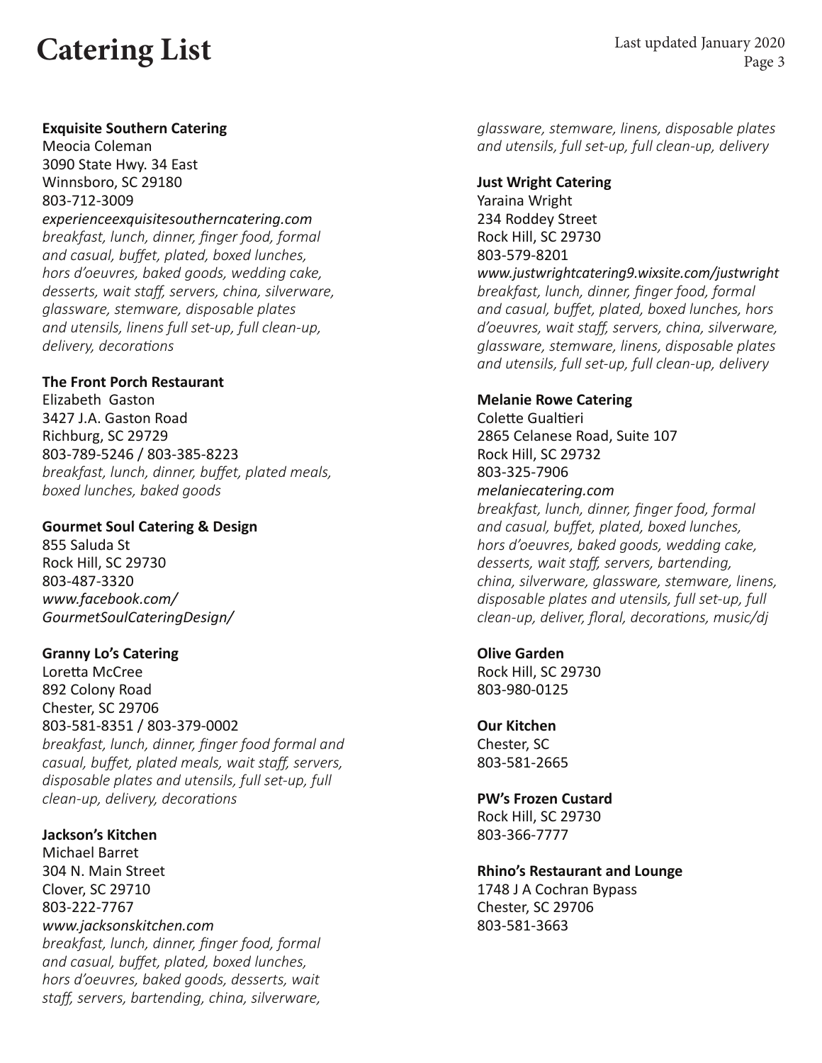# Catering List

**Exquisite Southern Catering**
Meocia Coleman
3090 State Hwy. 34 East
Winnsboro, SC 29180
803-712-3009
*experienceexquisitesoutherncatering.com*
*breakfast, lunch, dinner, finger food, formal and casual, buffet, plated, boxed lunches, hors d'oeuvres, baked goods, wedding cake, desserts, wait staff, servers, china, silverware, glassware, stemware, disposable plates and utensils, linens full set-up, full clean-up, delivery, decorations*

**The Front Porch Restaurant**
Elizabeth Gaston
3427 J.A. Gaston Road
Richburg, SC 29729
803-789-5246 / 803-385-8223
*breakfast, lunch, dinner, buffet, plated meals, boxed lunches, baked goods*

**Gourmet Soul Catering & Design**
855 Saluda St
Rock Hill, SC 29730
803-487-3320
*www.facebook.com/GourmetSoulCateringDesign/*

**Granny Lo's Catering**
Loretta McCree
892 Colony Road
Chester, SC 29706
803-581-8351 / 803-379-0002
*breakfast, lunch, dinner, finger food formal and casual, buffet, plated meals, wait staff, servers, disposable plates and utensils, full set-up, full clean-up, delivery, decorations*

**Jackson's Kitchen**
Michael Barret
304 N. Main Street
Clover, SC 29710
803-222-7767
*www.jacksonskitchen.com*
*breakfast, lunch, dinner, finger food, formal and casual, buffet, plated, boxed lunches, hors d'oeuvres, baked goods, desserts, wait staff, servers, bartending, china, silverware, glassware, stemware, linens, disposable plates and utensils, full set-up, full clean-up, delivery*

**Just Wright Catering**
Yaraina Wright
234 Roddey Street
Rock Hill, SC 29730
803-579-8201
*www.justwrightcatering9.wixsite.com/justwright*
*breakfast, lunch, dinner, finger food, formal and casual, buffet, plated, boxed lunches, hors d'oeuvres, wait staff, servers, china, silverware, glassware, stemware, linens, disposable plates and utensils, full set-up, full clean-up, delivery*

**Melanie Rowe Catering**
Colette Gualtieri
2865 Celanese Road, Suite 107
Rock Hill, SC 29732
803-325-7906
*melaniecatering.com*
*breakfast, lunch, dinner, finger food, formal and casual, buffet, plated, boxed lunches, hors d'oeuvres, baked goods, wedding cake, desserts, wait staff, servers, bartending, china, silverware, glassware, stemware, linens, disposable plates and utensils, full set-up, full clean-up, deliver, floral, decorations, music/dj*

**Olive Garden**
Rock Hill, SC 29730
803-980-0125

**Our Kitchen**
Chester, SC
803-581-2665

**PW's Frozen Custard**
Rock Hill, SC 29730
803-366-7777

**Rhino's Restaurant and Lounge**
1748 J A Cochran Bypass
Chester, SC 29706
803-581-3663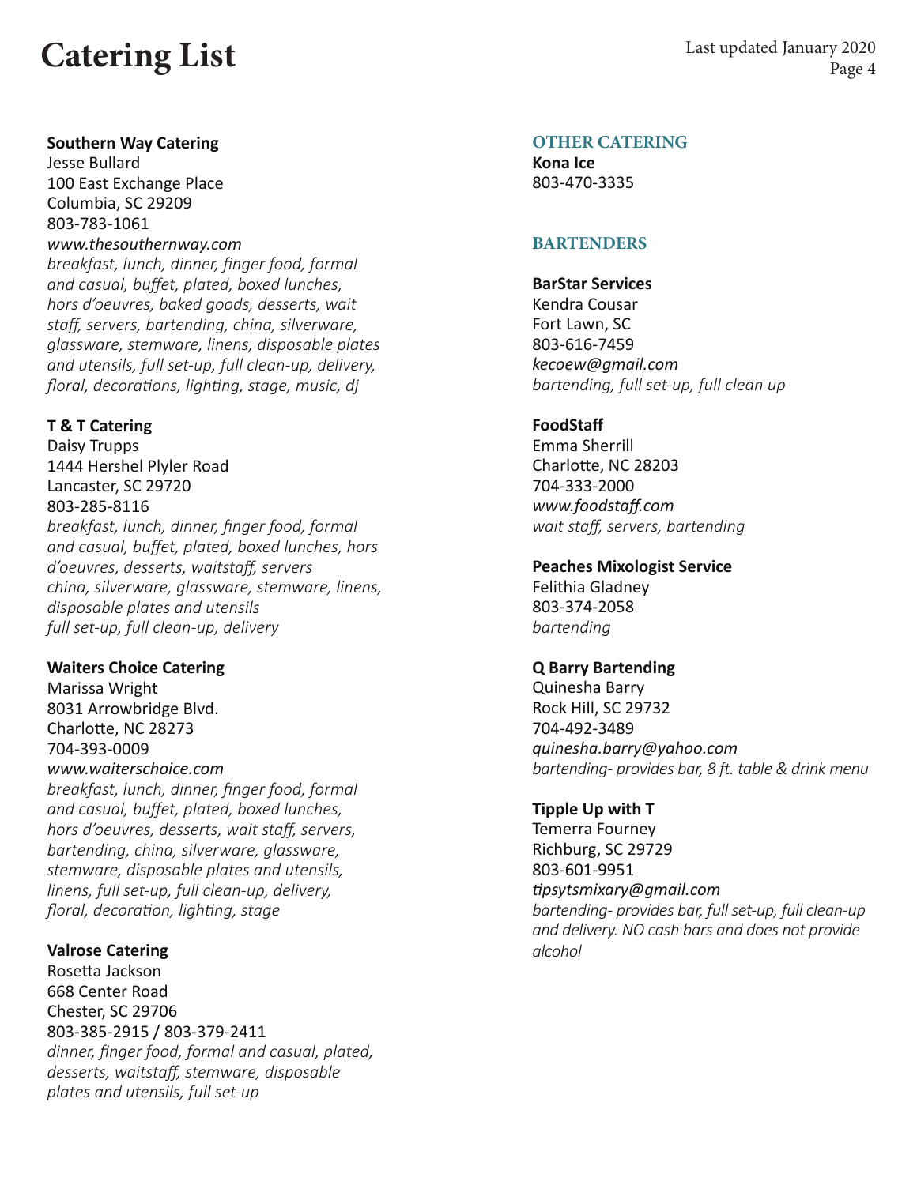# Catering List

**Southern Way Catering**
Jesse Bullard
100 East Exchange Place
Columbia, SC 29209
803-783-1061
*www.thesouthernway.com*
*breakfast, lunch, dinner, finger food, formal and casual, buffet, plated, boxed lunches, hors d'oeuvres, baked goods, desserts, wait staff, servers, bartending, china, silverware, glassware, stemware, linens, disposable plates and utensils, full set-up, full clean-up, delivery, floral, decorations, lighting, stage, music, dj*

**T & T Catering**
Daisy Trupps
1444 Hershel Plyler Road
Lancaster, SC 29720
803-285-8116
*breakfast, lunch, dinner, finger food, formal and casual, buffet, plated, boxed lunches, hors d'oeuvres, desserts, waitstaff, servers china, silverware, glassware, stemware, linens, disposable plates and utensils full set-up, full clean-up, delivery*

**Waiters Choice Catering**
Marissa Wright
8031 Arrowbridge Blvd.
Charlotte, NC 28273
704-393-0009
*www.waiterschoice.com*
*breakfast, lunch, dinner, finger food, formal and casual, buffet, plated, boxed lunches, hors d'oeuvres, desserts, wait staff, servers, bartending, china, silverware, glassware, stemware, disposable plates and utensils, linens, full set-up, full clean-up, delivery, floral, decoration, lighting, stage*

**Valrose Catering**
Rosetta Jackson
668 Center Road
Chester, SC 29706
803-385-2915 / 803-379-2411
*dinner, finger food, formal and casual, plated, desserts, waitstaff, stemware, disposable plates and utensils, full set-up*

## OTHER CATERING

**Kona Ice**
803-470-3335

## BARTENDERS

**BarStar Services**
Kendra Cousar
Fort Lawn, SC
803-616-7459
*kecoew@gmail.com*
*bartending, full set-up, full clean up*

**FoodStaff**
Emma Sherrill
Charlotte, NC 28203
704-333-2000
*www.foodstaff.com*
*wait staff, servers, bartending*

**Peaches Mixologist Service**
Felithia Gladney
803-374-2058
*bartending*

**Q Barry Bartending**
Quinesha Barry
Rock Hill, SC 29732
704-492-3489
*quinesha.barry@yahoo.com*
*bartending- provides bar, 8 ft. table & drink menu*

**Tipple Up with T**
Temerra Fourney
Richburg, SC 29729
803-601-9951
*tipsytsmixary@gmail.com*
*bartending- provides bar, full set-up, full clean-up and delivery. NO cash bars and does not provide alcohol*